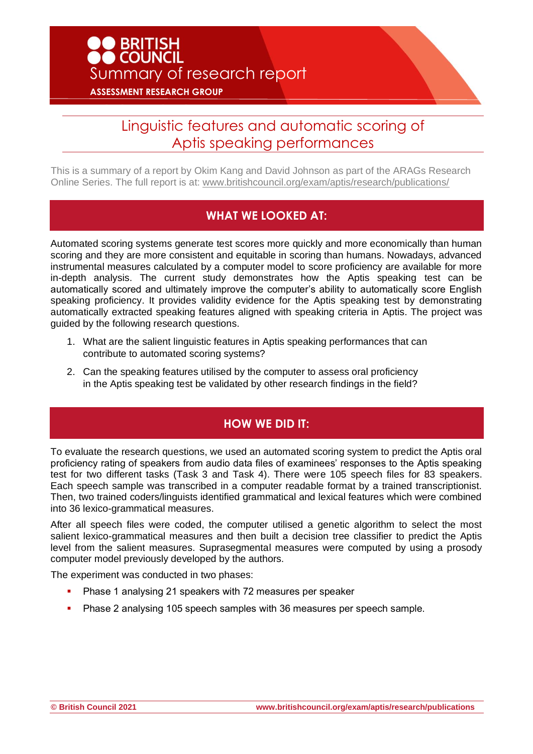BRITISH COUNCIL

Summary of research report

ASSESSMENT RESEARCH GROUP

# Linguistic features and automatic scoring of Aptis speaking performances

This is a summary of a report by Okim Kang and David Johnson as part of the ARAGs Research Online Series. The full report is at: www.britishcouncil.org/exam/aptis/research/publications/

## WHAT WE LOOKED AT:

Automated scoring systems generate test scores more quickly and more economically than human scoring and they are more consistent and equitable in scoring than humans. Nowadays, advanced instrumental measures calculated by a computer model to score proficiency are available for more in-depth analysis. The current study demonstrates how the Aptis speaking test can be automatically scored and ultimately improve the computer's ability to automatically score English speaking proficiency. It provides validity evidence for the Aptis speaking test by demonstrating automatically extracted speaking features aligned with speaking criteria in Aptis. The project was guided by the following research questions.

1. What are the salient linguistic features in Aptis speaking performances that can contribute to automated scoring systems?
2. Can the speaking features utilised by the computer to assess oral proficiency in the Aptis speaking test be validated by other research findings in the field?

## HOW WE DID IT:

To evaluate the research questions, we used an automated scoring system to predict the Aptis oral proficiency rating of speakers from audio data files of examinees' responses to the Aptis speaking test for two different tasks (Task 3 and Task 4). There were 105 speech files for 83 speakers. Each speech sample was transcribed in a computer readable format by a trained transcriptionist. Then, two trained coders/linguists identified grammatical and lexical features which were combined into 36 lexico-grammatical measures.

After all speech files were coded, the computer utilised a genetic algorithm to select the most salient lexico-grammatical measures and then built a decision tree classifier to predict the Aptis level from the salient measures. Suprasegmental measures were computed by using a prosody computer model previously developed by the authors.

The experiment was conducted in two phases:

- Phase 1 analysing 21 speakers with 72 measures per speaker
- Phase 2 analysing 105 speech samples with 36 measures per speech sample.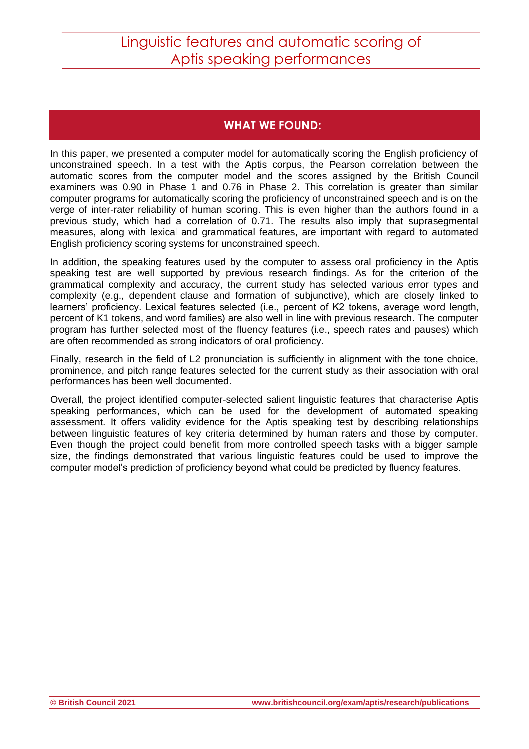## WHAT WE FOUND:

In this paper, we presented a computer model for automatically scoring the English proficiency of unconstrained speech. In a test with the Aptis corpus, the Pearson correlation between the automatic scores from the computer model and the scores assigned by the British Council examiners was 0.90 in Phase 1 and 0.76 in Phase 2. This correlation is greater than similar computer programs for automatically scoring the proficiency of unconstrained speech and is on the verge of inter-rater reliability of human scoring. This is even higher than the authors found in a previous study, which had a correlation of 0.71. The results also imply that suprasegmental measures, along with lexical and grammatical features, are important with regard to automated English proficiency scoring systems for unconstrained speech.

In addition, the speaking features used by the computer to assess oral proficiency in the Aptis speaking test are well supported by previous research findings. As for the criterion of the grammatical complexity and accuracy, the current study has selected various error types and complexity (e.g., dependent clause and formation of subjunctive), which are closely linked to learners' proficiency. Lexical features selected (i.e., percent of K2 tokens, average word length, percent of K1 tokens, and word families) are also well in line with previous research. The computer program has further selected most of the fluency features (i.e., speech rates and pauses) which are often recommended as strong indicators of oral proficiency.

Finally, research in the field of L2 pronunciation is sufficiently in alignment with the tone choice, prominence, and pitch range features selected for the current study as their association with oral performances has been well documented.

Overall, the project identified computer-selected salient linguistic features that characterise Aptis speaking performances, which can be used for the development of automated speaking assessment. It offers validity evidence for the Aptis speaking test by describing relationships between linguistic features of key criteria determined by human raters and those by computer. Even though the project could benefit from more controlled speech tasks with a bigger sample size, the findings demonstrated that various linguistic features could be used to improve the computer model's prediction of proficiency beyond what could be predicted by fluency features.